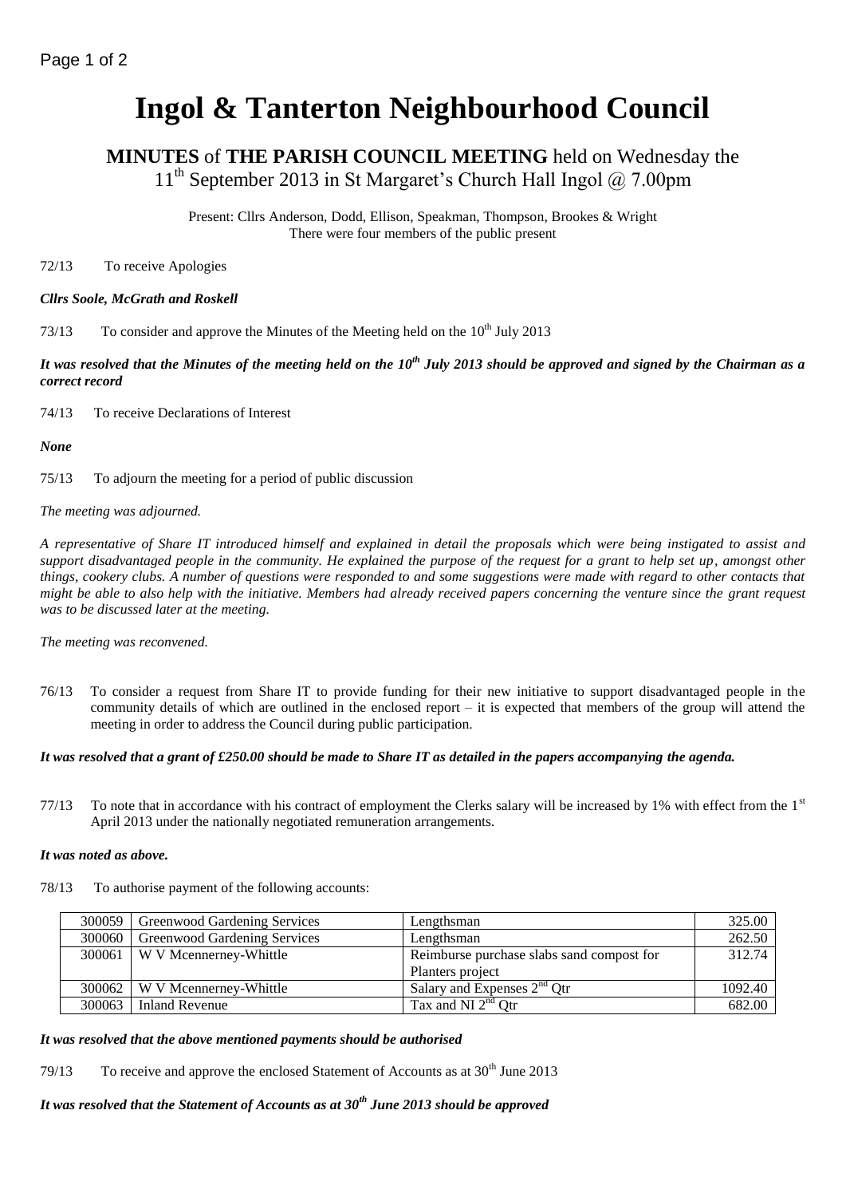# Ingol & Tanterton Neighbourhood Council

## **MINUTES** of **THE PARISH COUNCIL MEETING** held on Wednesday the 11th September 2013 in St Margaret's Church Hall Ingol @ 7.00pm

Present: Cllrs Anderson, Dodd, Ellison, Speakman, Thompson, Brookes & Wright
There were four members of the public present

72/13 To receive Apologies

***Cllrs Soole, McGrath and Roskell***

73/13 To consider and approve the Minutes of the Meeting held on the 10th July 2013

***It was resolved that the Minutes of the meeting held on the 10th July 2013 should be approved and signed by the Chairman as a correct record***

74/13 To receive Declarations of Interest

***None***

75/13 To adjourn the meeting for a period of public discussion

*The meeting was adjourned.*

*A representative of Share IT introduced himself and explained in detail the proposals which were being instigated to assist and support disadvantaged people in the community. He explained the purpose of the request for a grant to help set up, amongst other things, cookery clubs. A number of questions were responded to and some suggestions were made with regard to other contacts that might be able to also help with the initiative. Members had already received papers concerning the venture since the grant request was to be discussed later at the meeting.*

*The meeting was reconvened.*

76/13 To consider a request from Share IT to provide funding for their new initiative to support disadvantaged people in the community details of which are outlined in the enclosed report – it is expected that members of the group will attend the meeting in order to address the Council during public participation.

***It was resolved that a grant of £250.00 should be made to Share IT as detailed in the papers accompanying the agenda.***

77/13 To note that in accordance with his contract of employment the Clerks salary will be increased by 1% with effect from the 1st April 2013 under the nationally negotiated remuneration arrangements.

***It was noted as above.***

78/13 To authorise payment of the following accounts:

| | | | |
|---|---|---|---|
| 300059 | Greenwood Gardening Services | Lengthsman | 325.00 |
| 300060 | Greenwood Gardening Services | Lengthsman | 262.50 |
| 300061 | W V Mcennerney-Whittle | Reimburse purchase slabs sand compost for Planters project | 312.74 |
| 300062 | W V Mcennerney-Whittle | Salary and Expenses 2nd Qtr | 1092.40 |
| 300063 | Inland Revenue | Tax and NI 2nd Qtr | 682.00 |

***It was resolved that the above mentioned payments should be authorised***

79/13 To receive and approve the enclosed Statement of Accounts as at 30th June 2013

***It was resolved that the Statement of Accounts as at 30th June 2013 should be approved***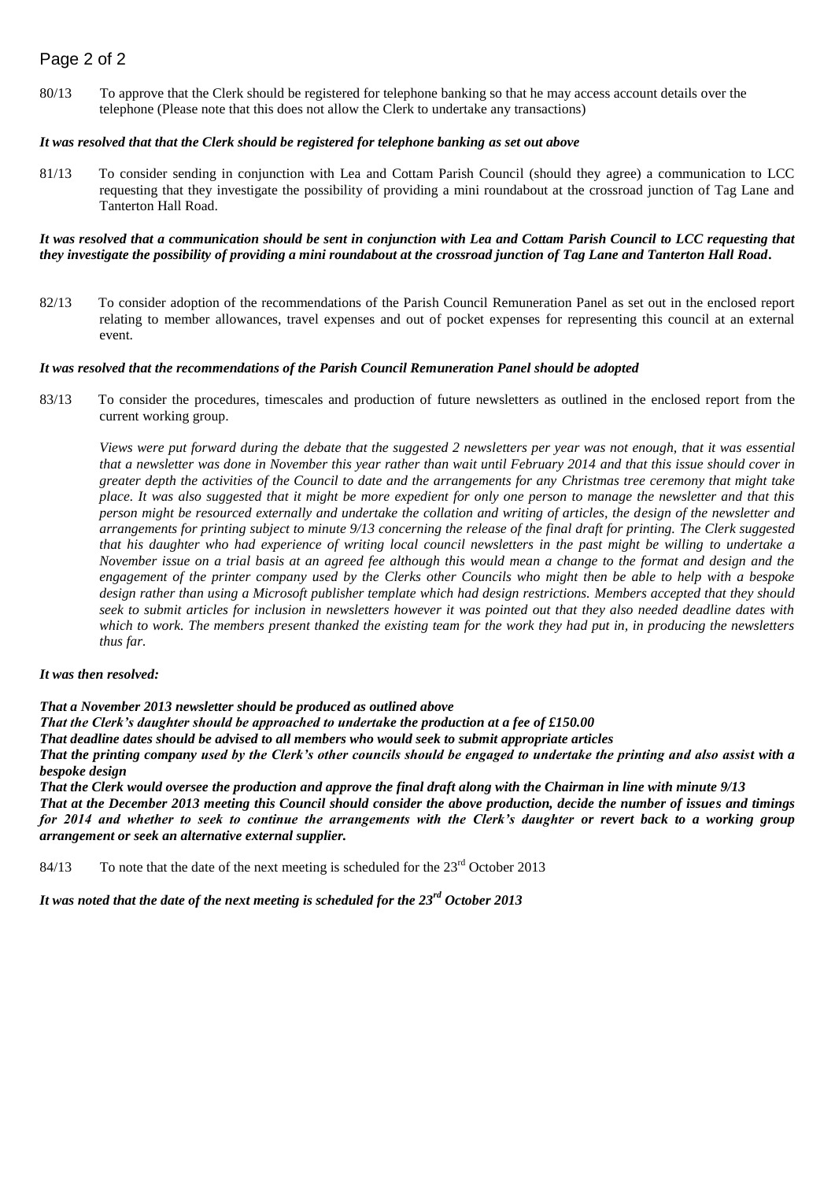80/13 To approve that the Clerk should be registered for telephone banking so that he may access account details over the telephone (Please note that this does not allow the Clerk to undertake any transactions)

***It was resolved that that the Clerk should be registered for telephone banking as set out above***

81/13 To consider sending in conjunction with Lea and Cottam Parish Council (should they agree) a communication to LCC requesting that they investigate the possibility of providing a mini roundabout at the crossroad junction of Tag Lane and Tanterton Hall Road.

***It was resolved that a communication should be sent in conjunction with Lea and Cottam Parish Council to LCC requesting that they investigate the possibility of providing a mini roundabout at the crossroad junction of Tag Lane and Tanterton Hall Road.***

82/13 To consider adoption of the recommendations of the Parish Council Remuneration Panel as set out in the enclosed report relating to member allowances, travel expenses and out of pocket expenses for representing this council at an external event.

***It was resolved that the recommendations of the Parish Council Remuneration Panel should be adopted***

83/13 To consider the procedures, timescales and production of future newsletters as outlined in the enclosed report from the current working group.

*Views were put forward during the debate that the suggested 2 newsletters per year was not enough, that it was essential that a newsletter was done in November this year rather than wait until February 2014 and that this issue should cover in greater depth the activities of the Council to date and the arrangements for any Christmas tree ceremony that might take place. It was also suggested that it might be more expedient for only one person to manage the newsletter and that this person might be resourced externally and undertake the collation and writing of articles, the design of the newsletter and arrangements for printing subject to minute 9/13 concerning the release of the final draft for printing. The Clerk suggested that his daughter who had experience of writing local council newsletters in the past might be willing to undertake a November issue on a trial basis at an agreed fee although this would mean a change to the format and design and the engagement of the printer company used by the Clerks other Councils who might then be able to help with a bespoke design rather than using a Microsoft publisher template which had design restrictions. Members accepted that they should seek to submit articles for inclusion in newsletters however it was pointed out that they also needed deadline dates with which to work. The members present thanked the existing team for the work they had put in, in producing the newsletters thus far.*

***It was then resolved:***

***That a November 2013 newsletter should be produced as outlined above***
***That the Clerk's daughter should be approached to undertake the production at a fee of £150.00***
***That deadline dates should be advised to all members who would seek to submit appropriate articles***
***That the printing company used by the Clerk's other councils should be engaged to undertake the printing and also assist with a bespoke design***
***That the Clerk would oversee the production and approve the final draft along with the Chairman in line with minute 9/13***
***That at the December 2013 meeting this Council should consider the above production, decide the number of issues and timings for 2014 and whether to seek to continue the arrangements with the Clerk's daughter or revert back to a working group arrangement or seek an alternative external supplier.***

84/13 To note that the date of the next meeting is scheduled for the 23rd October 2013

***It was noted that the date of the next meeting is scheduled for the 23rd October 2013***